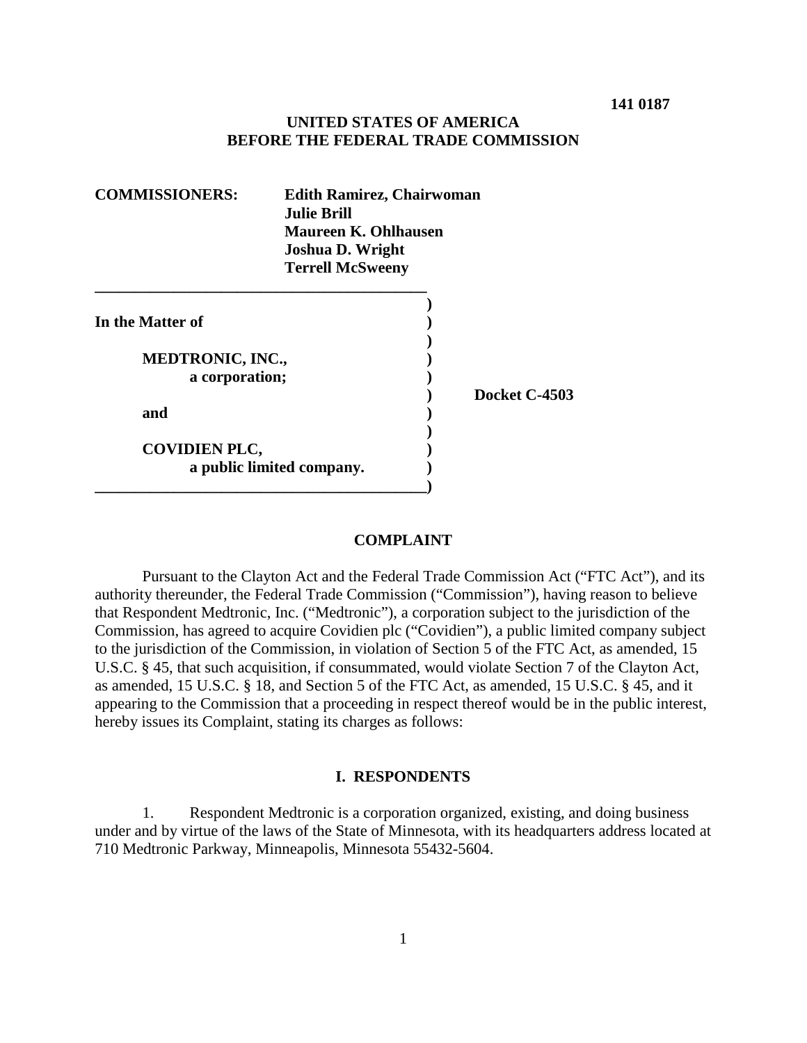**141 0187**

**UNITED STATES OF AMERICA**
**BEFORE THE FEDERAL TRADE COMMISSION**

**COMMISSIONERS:** **Edith Ramirez, Chairwoman**
**Julie Brill**
**Maureen K. Ohlhausen**
**Joshua D. Wright**
**Terrell McSweeny**

**In the Matter of**

**MEDTRONIC, INC.,**
**a corporation;**

**and**

**COVIDIEN PLC,**
**a public limited company.**

**Docket C-4503**

## COMPLAINT

Pursuant to the Clayton Act and the Federal Trade Commission Act ("FTC Act"), and its authority thereunder, the Federal Trade Commission ("Commission"), having reason to believe that Respondent Medtronic, Inc. ("Medtronic"), a corporation subject to the jurisdiction of the Commission, has agreed to acquire Covidien plc ("Covidien"), a public limited company subject to the jurisdiction of the Commission, in violation of Section 5 of the FTC Act, as amended, 15 U.S.C. § 45, that such acquisition, if consummated, would violate Section 7 of the Clayton Act, as amended, 15 U.S.C. § 18, and Section 5 of the FTC Act, as amended, 15 U.S.C. § 45, and it appearing to the Commission that a proceeding in respect thereof would be in the public interest, hereby issues its Complaint, stating its charges as follows:

## I. RESPONDENTS

1. Respondent Medtronic is a corporation organized, existing, and doing business under and by virtue of the laws of the State of Minnesota, with its headquarters address located at 710 Medtronic Parkway, Minneapolis, Minnesota 55432-5604.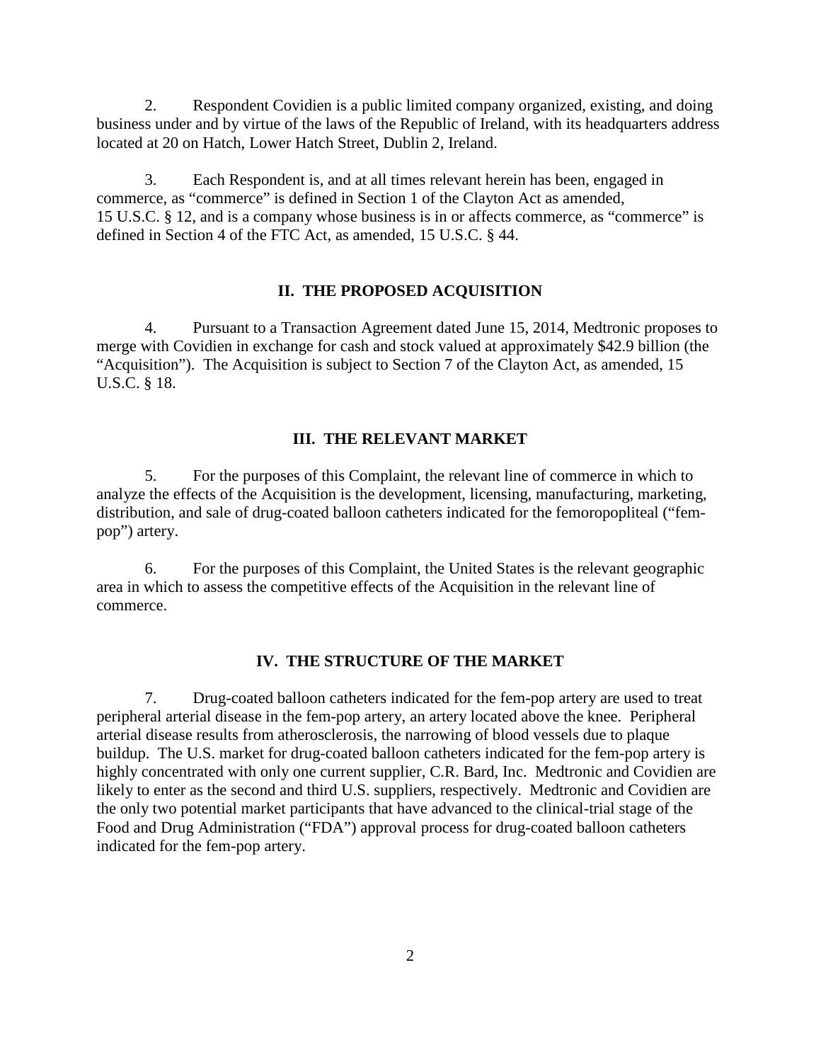2. Respondent Covidien is a public limited company organized, existing, and doing business under and by virtue of the laws of the Republic of Ireland, with its headquarters address located at 20 on Hatch, Lower Hatch Street, Dublin 2, Ireland.

3. Each Respondent is, and at all times relevant herein has been, engaged in commerce, as "commerce" is defined in Section 1 of the Clayton Act as amended, 15 U.S.C. § 12, and is a company whose business is in or affects commerce, as "commerce" is defined in Section 4 of the FTC Act, as amended, 15 U.S.C. § 44.

## II. THE PROPOSED ACQUISITION

4. Pursuant to a Transaction Agreement dated June 15, 2014, Medtronic proposes to merge with Covidien in exchange for cash and stock valued at approximately $42.9 billion (the "Acquisition"). The Acquisition is subject to Section 7 of the Clayton Act, as amended, 15 U.S.C. § 18.

## III. THE RELEVANT MARKET

5. For the purposes of this Complaint, the relevant line of commerce in which to analyze the effects of the Acquisition is the development, licensing, manufacturing, marketing, distribution, and sale of drug-coated balloon catheters indicated for the femoropopliteal ("fem-pop") artery.

6. For the purposes of this Complaint, the United States is the relevant geographic area in which to assess the competitive effects of the Acquisition in the relevant line of commerce.

## IV. THE STRUCTURE OF THE MARKET

7. Drug-coated balloon catheters indicated for the fem-pop artery are used to treat peripheral arterial disease in the fem-pop artery, an artery located above the knee. Peripheral arterial disease results from atherosclerosis, the narrowing of blood vessels due to plaque buildup. The U.S. market for drug-coated balloon catheters indicated for the fem-pop artery is highly concentrated with only one current supplier, C.R. Bard, Inc. Medtronic and Covidien are likely to enter as the second and third U.S. suppliers, respectively. Medtronic and Covidien are the only two potential market participants that have advanced to the clinical-trial stage of the Food and Drug Administration ("FDA") approval process for drug-coated balloon catheters indicated for the fem-pop artery.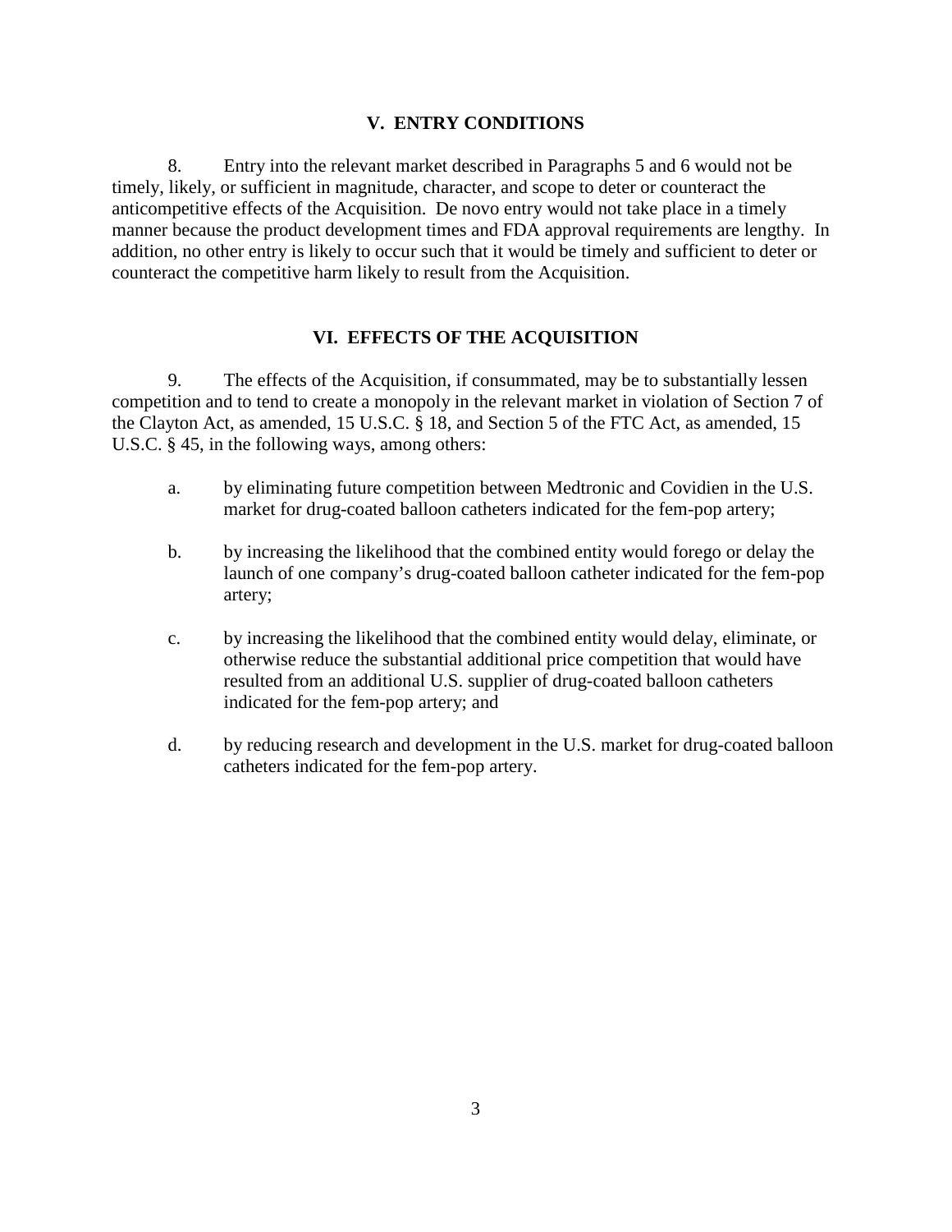## V. ENTRY CONDITIONS

8. Entry into the relevant market described in Paragraphs 5 and 6 would not be timely, likely, or sufficient in magnitude, character, and scope to deter or counteract the anticompetitive effects of the Acquisition. De novo entry would not take place in a timely manner because the product development times and FDA approval requirements are lengthy. In addition, no other entry is likely to occur such that it would be timely and sufficient to deter or counteract the competitive harm likely to result from the Acquisition.

## VI. EFFECTS OF THE ACQUISITION

9. The effects of the Acquisition, if consummated, may be to substantially lessen competition and to tend to create a monopoly in the relevant market in violation of Section 7 of the Clayton Act, as amended, 15 U.S.C. § 18, and Section 5 of the FTC Act, as amended, 15 U.S.C. § 45, in the following ways, among others:

a. by eliminating future competition between Medtronic and Covidien in the U.S. market for drug-coated balloon catheters indicated for the fem-pop artery;

b. by increasing the likelihood that the combined entity would forego or delay the launch of one company's drug-coated balloon catheter indicated for the fem-pop artery;

c. by increasing the likelihood that the combined entity would delay, eliminate, or otherwise reduce the substantial additional price competition that would have resulted from an additional U.S. supplier of drug-coated balloon catheters indicated for the fem-pop artery; and

d. by reducing research and development in the U.S. market for drug-coated balloon catheters indicated for the fem-pop artery.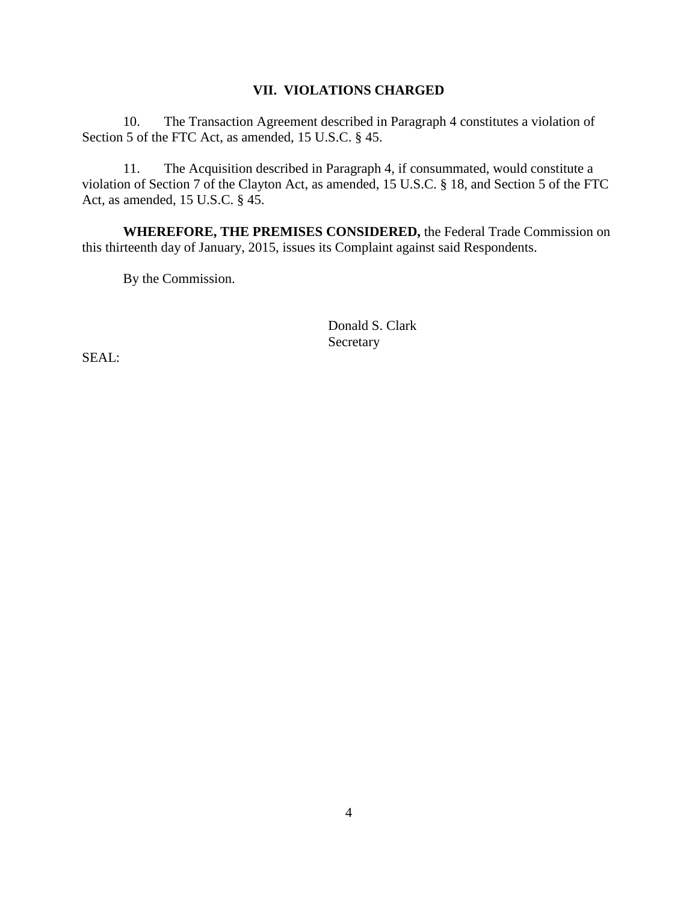## VII. VIOLATIONS CHARGED

10. The Transaction Agreement described in Paragraph 4 constitutes a violation of Section 5 of the FTC Act, as amended, 15 U.S.C. § 45.

11. The Acquisition described in Paragraph 4, if consummated, would constitute a violation of Section 7 of the Clayton Act, as amended, 15 U.S.C. § 18, and Section 5 of the FTC Act, as amended, 15 U.S.C. § 45.

**WHEREFORE, THE PREMISES CONSIDERED,** the Federal Trade Commission on this thirteenth day of January, 2015, issues its Complaint against said Respondents.

By the Commission.

Donald S. Clark
Secretary

SEAL: